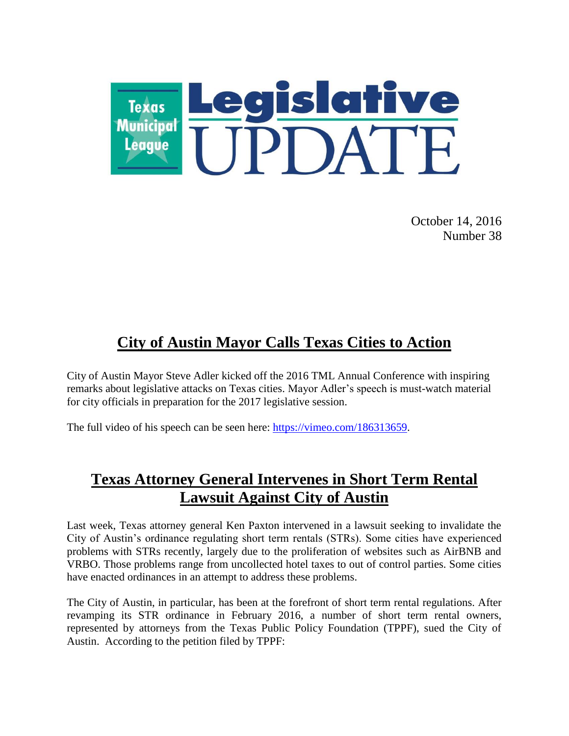# Texas Municipal League Legislative UPDATE

October 14, 2016
Number 38

## City of Austin Mayor Calls Texas Cities to Action

City of Austin Mayor Steve Adler kicked off the 2016 TML Annual Conference with inspiring remarks about legislative attacks on Texas cities. Mayor Adler's speech is must-watch material for city officials in preparation for the 2017 legislative session.

The full video of his speech can be seen here: https://vimeo.com/186313659.

## Texas Attorney General Intervenes in Short Term Rental Lawsuit Against City of Austin

Last week, Texas attorney general Ken Paxton intervened in a lawsuit seeking to invalidate the City of Austin's ordinance regulating short term rentals (STRs). Some cities have experienced problems with STRs recently, largely due to the proliferation of websites such as AirBNB and VRBO. Those problems range from uncollected hotel taxes to out of control parties. Some cities have enacted ordinances in an attempt to address these problems.

The City of Austin, in particular, has been at the forefront of short term rental regulations. After revamping its STR ordinance in February 2016, a number of short term rental owners, represented by attorneys from the Texas Public Policy Foundation (TPPF), sued the City of Austin. According to the petition filed by TPPF: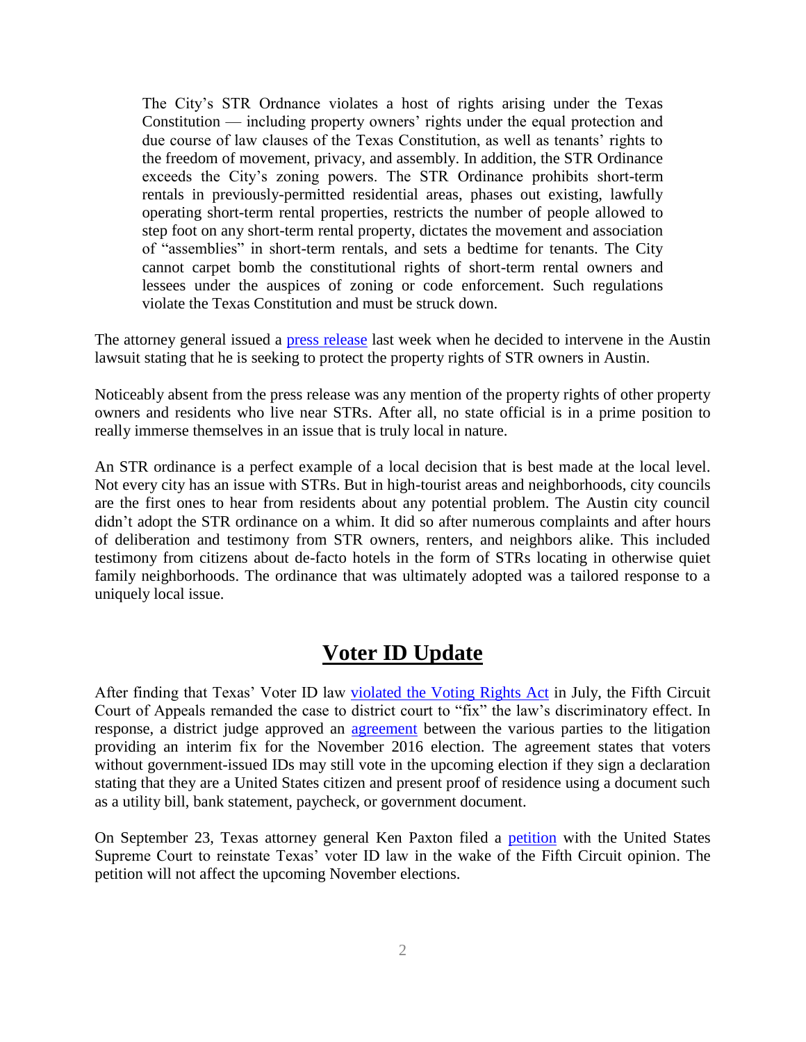> The City's STR Ordnance violates a host of rights arising under the Texas Constitution — including property owners' rights under the equal protection and due course of law clauses of the Texas Constitution, as well as tenants' rights to the freedom of movement, privacy, and assembly. In addition, the STR Ordinance exceeds the City's zoning powers. The STR Ordinance prohibits short-term rentals in previously-permitted residential areas, phases out existing, lawfully operating short-term rental properties, restricts the number of people allowed to step foot on any short-term rental property, dictates the movement and association of "assemblies" in short-term rentals, and sets a bedtime for tenants. The City cannot carpet bomb the constitutional rights of short-term rental owners and lessees under the auspices of zoning or code enforcement. Such regulations violate the Texas Constitution and must be struck down.

The attorney general issued a press release last week when he decided to intervene in the Austin lawsuit stating that he is seeking to protect the property rights of STR owners in Austin.

Noticeably absent from the press release was any mention of the property rights of other property owners and residents who live near STRs. After all, no state official is in a prime position to really immerse themselves in an issue that is truly local in nature.

An STR ordinance is a perfect example of a local decision that is best made at the local level. Not every city has an issue with STRs. But in high-tourist areas and neighborhoods, city councils are the first ones to hear from residents about any potential problem. The Austin city council didn't adopt the STR ordinance on a whim. It did so after numerous complaints and after hours of deliberation and testimony from STR owners, renters, and neighbors alike. This included testimony from citizens about de-facto hotels in the form of STRs locating in otherwise quiet family neighborhoods. The ordinance that was ultimately adopted was a tailored response to a uniquely local issue.

## Voter ID Update

After finding that Texas' Voter ID law violated the Voting Rights Act in July, the Fifth Circuit Court of Appeals remanded the case to district court to "fix" the law's discriminatory effect. In response, a district judge approved an agreement between the various parties to the litigation providing an interim fix for the November 2016 election. The agreement states that voters without government-issued IDs may still vote in the upcoming election if they sign a declaration stating that they are a United States citizen and present proof of residence using a document such as a utility bill, bank statement, paycheck, or government document.

On September 23, Texas attorney general Ken Paxton filed a petition with the United States Supreme Court to reinstate Texas' voter ID law in the wake of the Fifth Circuit opinion. The petition will not affect the upcoming November elections.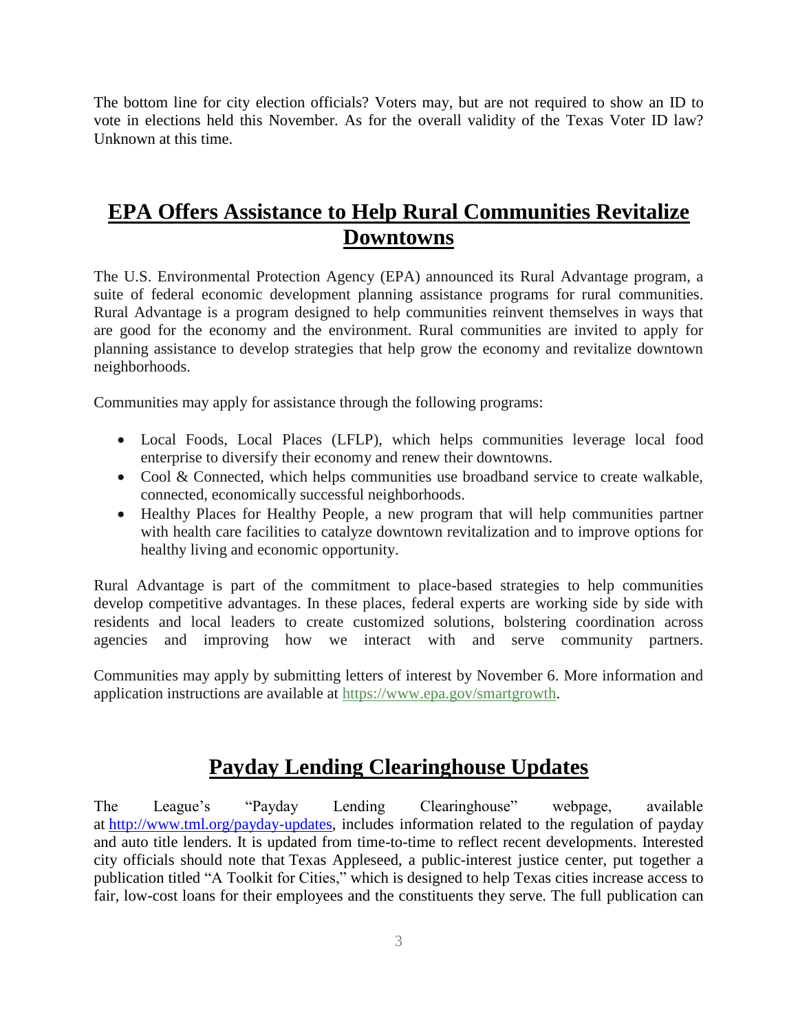The bottom line for city election officials? Voters may, but are not required to show an ID to vote in elections held this November. As for the overall validity of the Texas Voter ID law? Unknown at this time.

## EPA Offers Assistance to Help Rural Communities Revitalize Downtowns

The U.S. Environmental Protection Agency (EPA) announced its Rural Advantage program, a suite of federal economic development planning assistance programs for rural communities. Rural Advantage is a program designed to help communities reinvent themselves in ways that are good for the economy and the environment. Rural communities are invited to apply for planning assistance to develop strategies that help grow the economy and revitalize downtown neighborhoods.

Communities may apply for assistance through the following programs:

- Local Foods, Local Places (LFLP), which helps communities leverage local food enterprise to diversify their economy and renew their downtowns.
- Cool & Connected, which helps communities use broadband service to create walkable, connected, economically successful neighborhoods.
- Healthy Places for Healthy People, a new program that will help communities partner with health care facilities to catalyze downtown revitalization and to improve options for healthy living and economic opportunity.

Rural Advantage is part of the commitment to place-based strategies to help communities develop competitive advantages. In these places, federal experts are working side by side with residents and local leaders to create customized solutions, bolstering coordination across agencies and improving how we interact with and serve community partners.

Communities may apply by submitting letters of interest by November 6. More information and application instructions are available at [https://www.epa.gov/smartgrowth](https://www.epa.gov/smartgrowth).

## Payday Lending Clearinghouse Updates

The League's "Payday Lending Clearinghouse" webpage, available at [http://www.tml.org/payday-updates](http://www.tml.org/payday-updates), includes information related to the regulation of payday and auto title lenders. It is updated from time-to-time to reflect recent developments. Interested city officials should note that Texas Appleseed, a public-interest justice center, put together a publication titled "A Toolkit for Cities," which is designed to help Texas cities increase access to fair, low-cost loans for their employees and the constituents they serve. The full publication can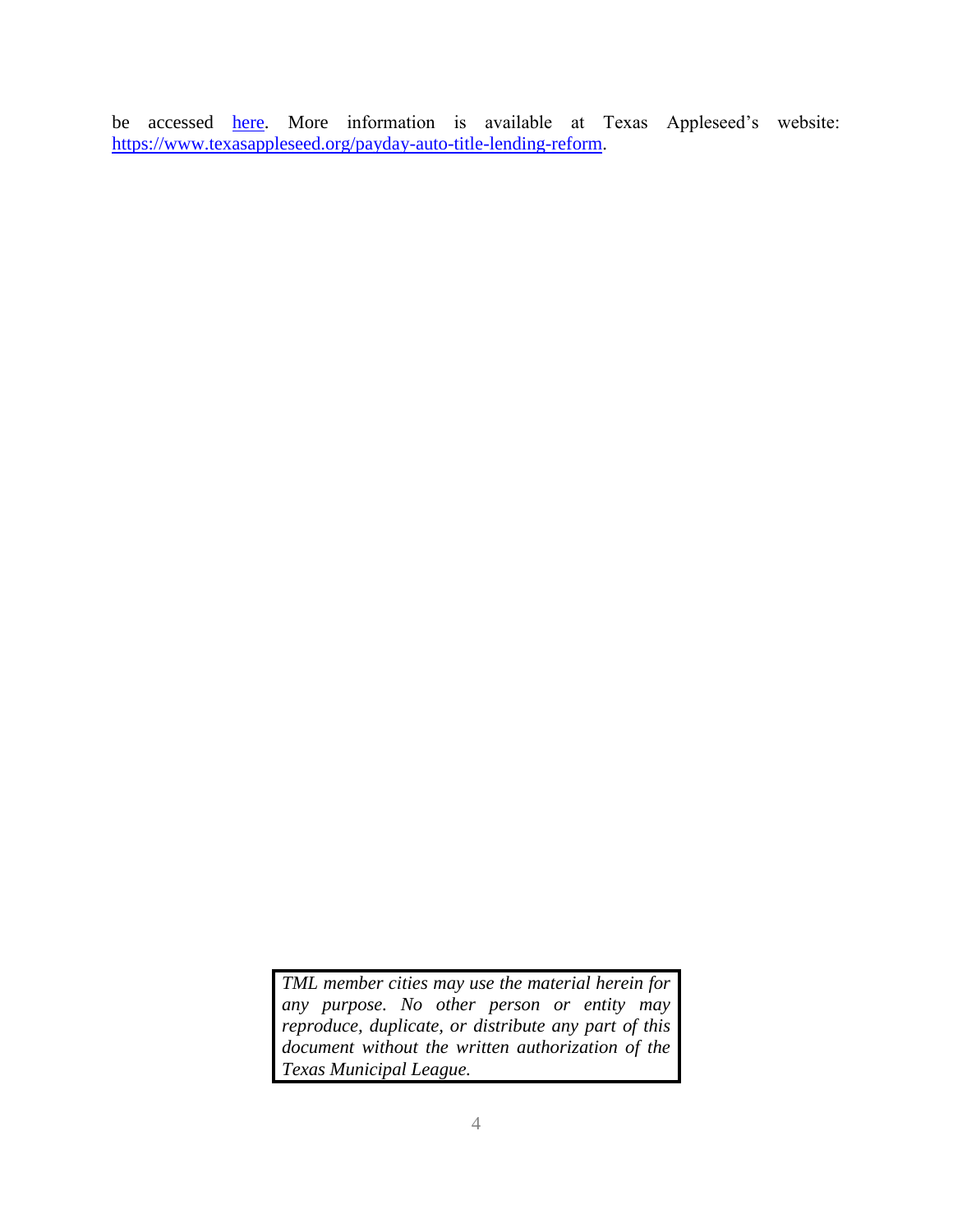be accessed [here](). More information is available at Texas Appleseed's website: [https://www.texasappleseed.org/payday-auto-title-lending-reform](https://www.texasappleseed.org/payday-auto-title-lending-reform).

*TML member cities may use the material herein for any purpose. No other person or entity may reproduce, duplicate, or distribute any part of this document without the written authorization of the Texas Municipal League.*